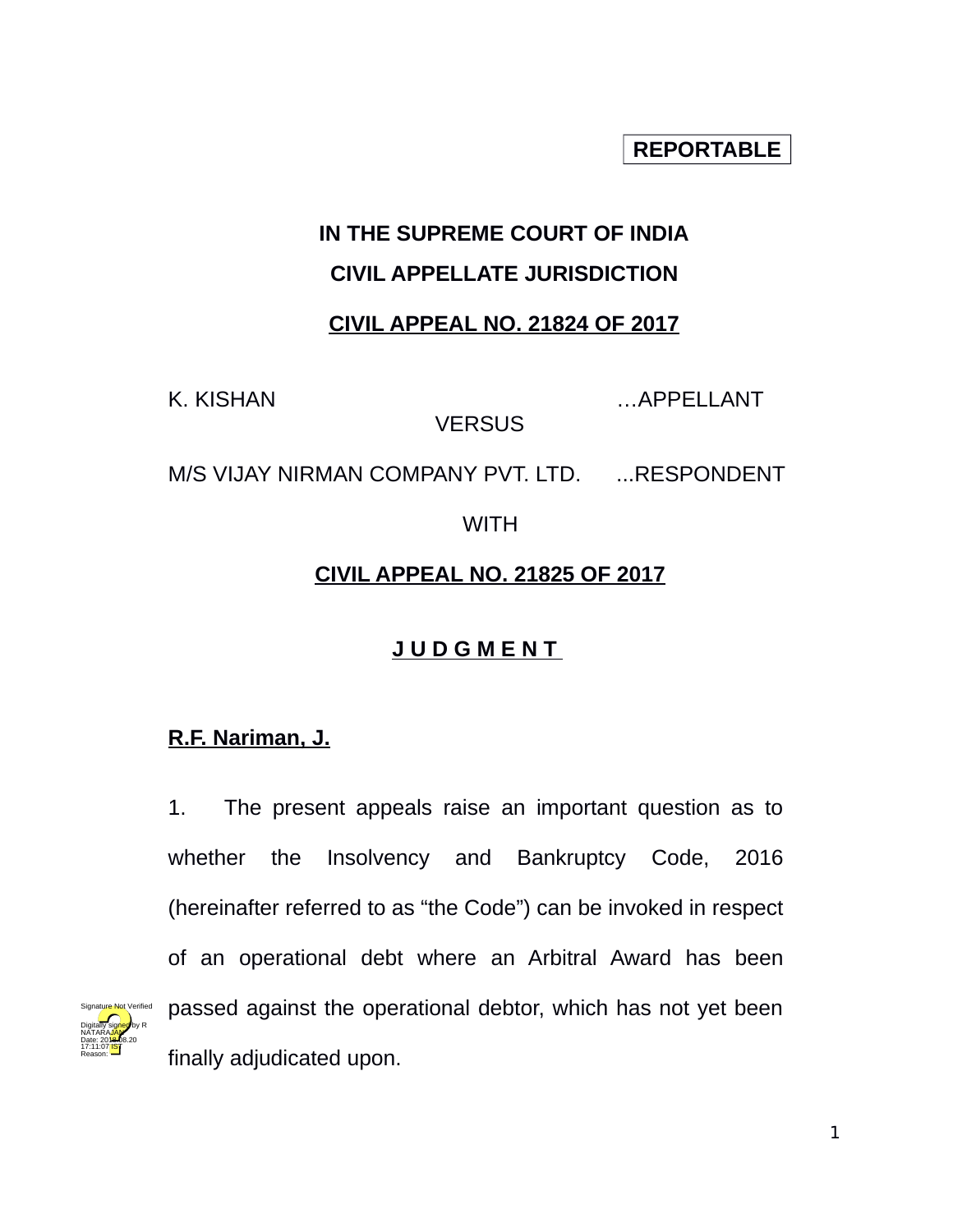**REPORTABLE**

**IN THE SUPREME COURT OF INDIA**

**CIVIL APPELLATE JURISDICTION**

**CIVIL APPEAL NO. 21824 OF 2017**

K. KISHAN …APPELLANT

VERSUS

M/S VIJAY NIRMAN COMPANY PVT. LTD. ...RESPONDENT

WITH

**CIVIL APPEAL NO. 21825 OF 2017**

**J U D G M E N T**

**R.F. Nariman, J.**

1. The present appeals raise an important question as to whether the Insolvency and Bankruptcy Code, 2016 (hereinafter referred to as "the Code") can be invoked in respect of an operational debt where an Arbitral Award has been passed against the operational debtor, which has not yet been finally adjudicated upon.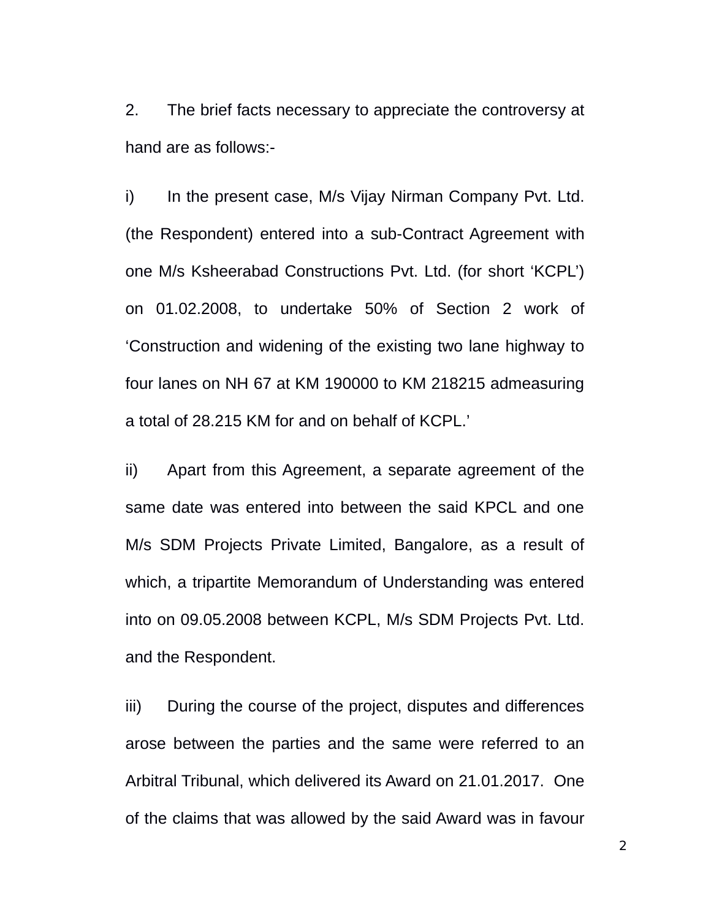2. The brief facts necessary to appreciate the controversy at hand are as follows:-

i) In the present case, M/s Vijay Nirman Company Pvt. Ltd. (the Respondent) entered into a sub-Contract Agreement with one M/s Ksheerabad Constructions Pvt. Ltd. (for short 'KCPL') on 01.02.2008, to undertake 50% of Section 2 work of 'Construction and widening of the existing two lane highway to four lanes on NH 67 at KM 190000 to KM 218215 admeasuring a total of 28.215 KM for and on behalf of KCPL.'

ii) Apart from this Agreement, a separate agreement of the same date was entered into between the said KPCL and one M/s SDM Projects Private Limited, Bangalore, as a result of which, a tripartite Memorandum of Understanding was entered into on 09.05.2008 between KCPL, M/s SDM Projects Pvt. Ltd. and the Respondent.

iii) During the course of the project, disputes and differences arose between the parties and the same were referred to an Arbitral Tribunal, which delivered its Award on 21.01.2017. One of the claims that was allowed by the said Award was in favour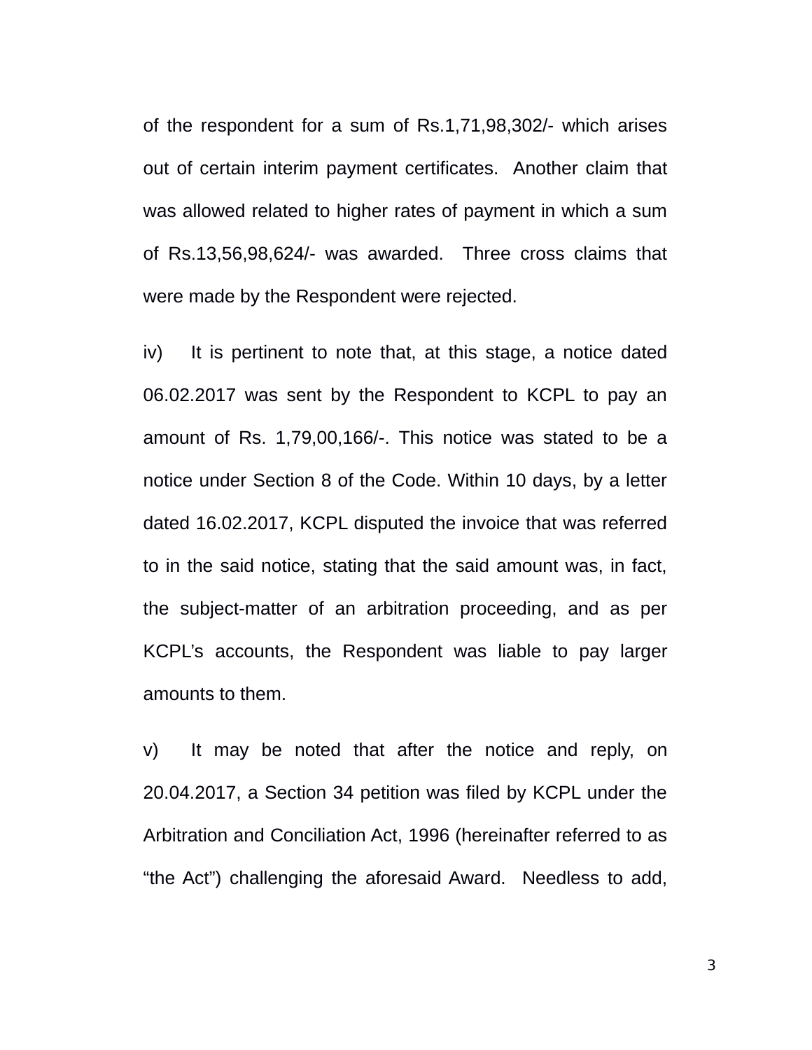of the respondent for a sum of Rs.1,71,98,302/- which arises out of certain interim payment certificates. Another claim that was allowed related to higher rates of payment in which a sum of Rs.13,56,98,624/- was awarded. Three cross claims that were made by the Respondent were rejected.

iv) It is pertinent to note that, at this stage, a notice dated 06.02.2017 was sent by the Respondent to KCPL to pay an amount of Rs. 1,79,00,166/-. This notice was stated to be a notice under Section 8 of the Code. Within 10 days, by a letter dated 16.02.2017, KCPL disputed the invoice that was referred to in the said notice, stating that the said amount was, in fact, the subject-matter of an arbitration proceeding, and as per KCPL's accounts, the Respondent was liable to pay larger amounts to them.

v) It may be noted that after the notice and reply, on 20.04.2017, a Section 34 petition was filed by KCPL under the Arbitration and Conciliation Act, 1996 (hereinafter referred to as "the Act") challenging the aforesaid Award. Needless to add,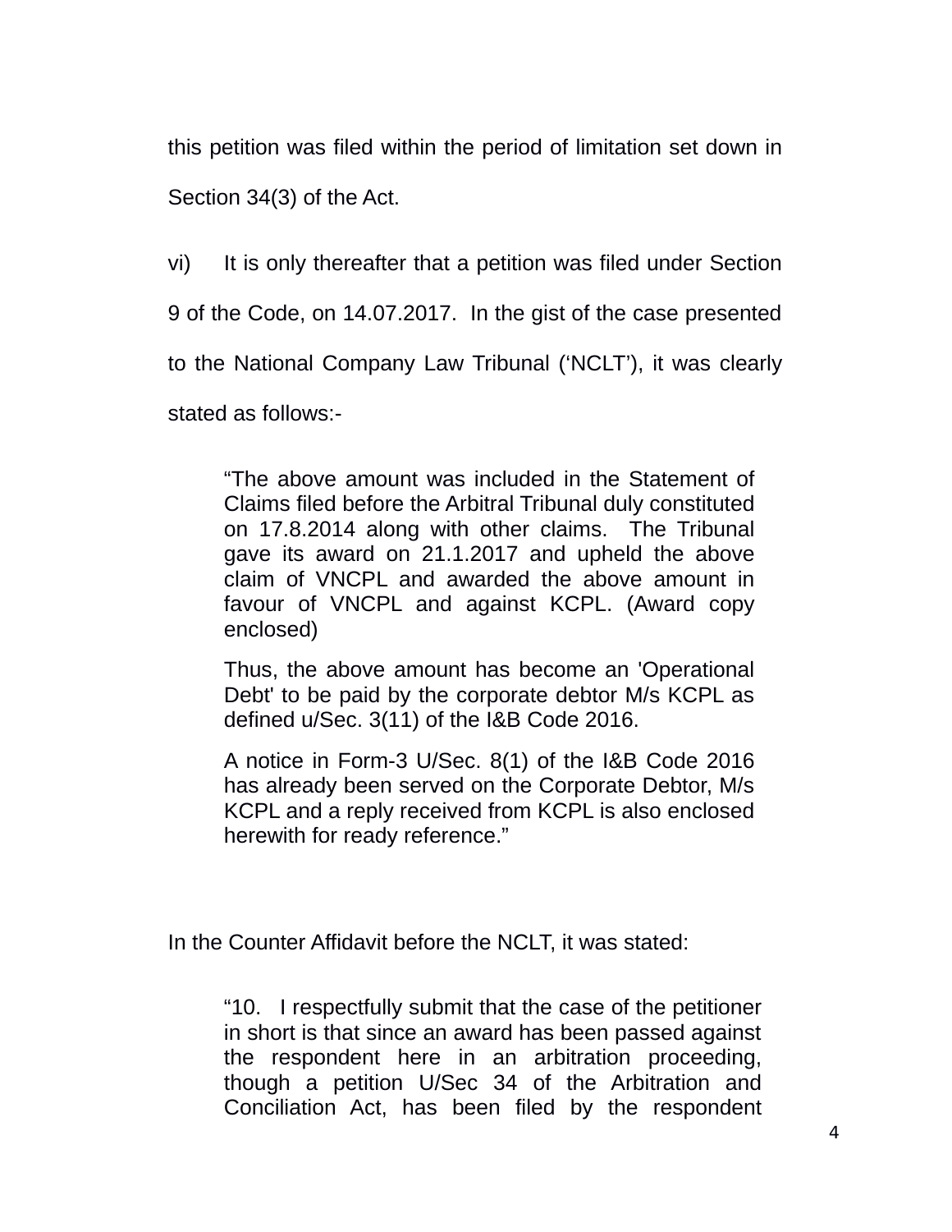this petition was filed within the period of limitation set down in Section 34(3) of the Act.

vi) It is only thereafter that a petition was filed under Section 9 of the Code, on 14.07.2017. In the gist of the case presented to the National Company Law Tribunal ('NCLT'), it was clearly stated as follows:-

> "The above amount was included in the Statement of Claims filed before the Arbitral Tribunal duly constituted on 17.8.2014 along with other claims. The Tribunal gave its award on 21.1.2017 and upheld the above claim of VNCPL and awarded the above amount in favour of VNCPL and against KCPL. (Award copy enclosed)
>
> Thus, the above amount has become an 'Operational Debt' to be paid by the corporate debtor M/s KCPL as defined u/Sec. 3(11) of the I&B Code 2016.
>
> A notice in Form-3 U/Sec. 8(1) of the I&B Code 2016 has already been served on the Corporate Debtor, M/s KCPL and a reply received from KCPL is also enclosed herewith for ready reference."

In the Counter Affidavit before the NCLT, it was stated:

> "10. I respectfully submit that the case of the petitioner in short is that since an award has been passed against the respondent here in an arbitration proceeding, though a petition U/Sec 34 of the Arbitration and Conciliation Act, has been filed by the respondent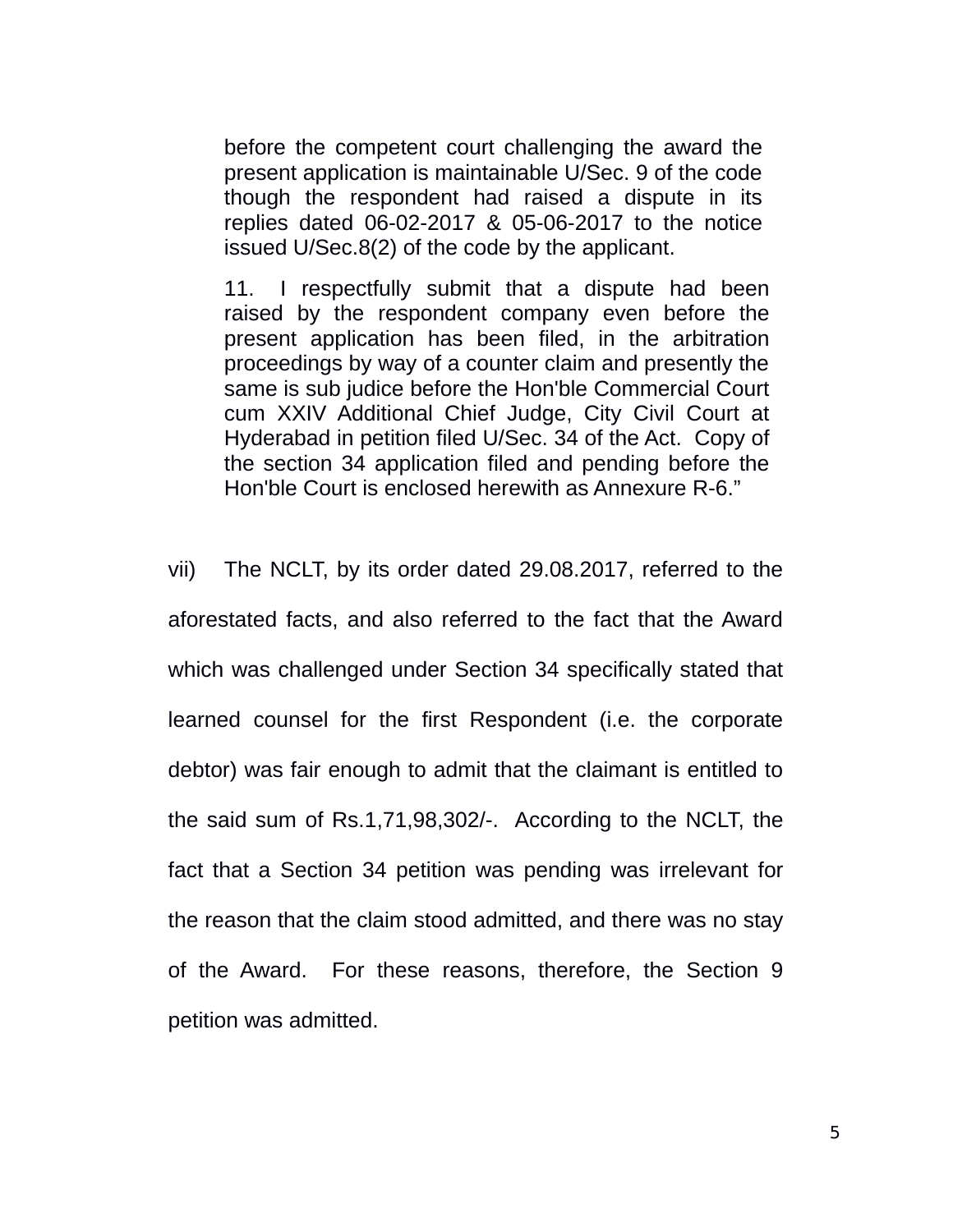> before the competent court challenging the award the present application is maintainable U/Sec. 9 of the code though the respondent had raised a dispute in its replies dated 06-02-2017 & 05-06-2017 to the notice issued U/Sec.8(2) of the code by the applicant.
>
> 11. I respectfully submit that a dispute had been raised by the respondent company even before the present application has been filed, in the arbitration proceedings by way of a counter claim and presently the same is sub judice before the Hon'ble Commercial Court cum XXIV Additional Chief Judge, City Civil Court at Hyderabad in petition filed U/Sec. 34 of the Act. Copy of the section 34 application filed and pending before the Hon'ble Court is enclosed herewith as Annexure R-6."

vii) The NCLT, by its order dated 29.08.2017, referred to the aforestated facts, and also referred to the fact that the Award which was challenged under Section 34 specifically stated that learned counsel for the first Respondent (i.e. the corporate debtor) was fair enough to admit that the claimant is entitled to the said sum of Rs.1,71,98,302/-. According to the NCLT, the fact that a Section 34 petition was pending was irrelevant for the reason that the claim stood admitted, and there was no stay of the Award. For these reasons, therefore, the Section 9 petition was admitted.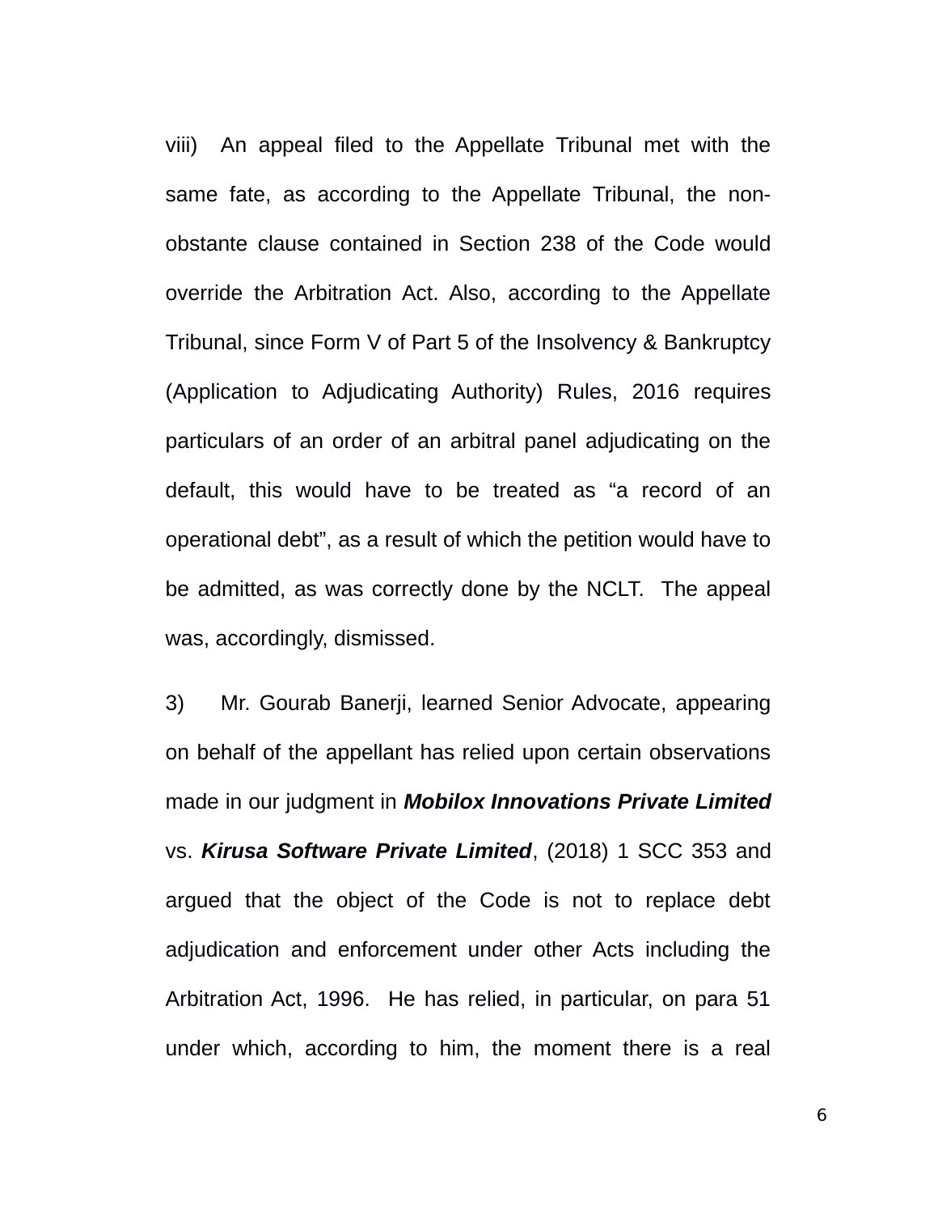viii) An appeal filed to the Appellate Tribunal met with the same fate, as according to the Appellate Tribunal, the non-obstante clause contained in Section 238 of the Code would override the Arbitration Act. Also, according to the Appellate Tribunal, since Form V of Part 5 of the Insolvency & Bankruptcy (Application to Adjudicating Authority) Rules, 2016 requires particulars of an order of an arbitral panel adjudicating on the default, this would have to be treated as "a record of an operational debt", as a result of which the petition would have to be admitted, as was correctly done by the NCLT. The appeal was, accordingly, dismissed.

3) Mr. Gourab Banerji, learned Senior Advocate, appearing on behalf of the appellant has relied upon certain observations made in our judgment in ***Mobilox Innovations Private Limited*** vs. ***Kirusa Software Private Limited***, (2018) 1 SCC 353 and argued that the object of the Code is not to replace debt adjudication and enforcement under other Acts including the Arbitration Act, 1996. He has relied, in particular, on para 51 under which, according to him, the moment there is a real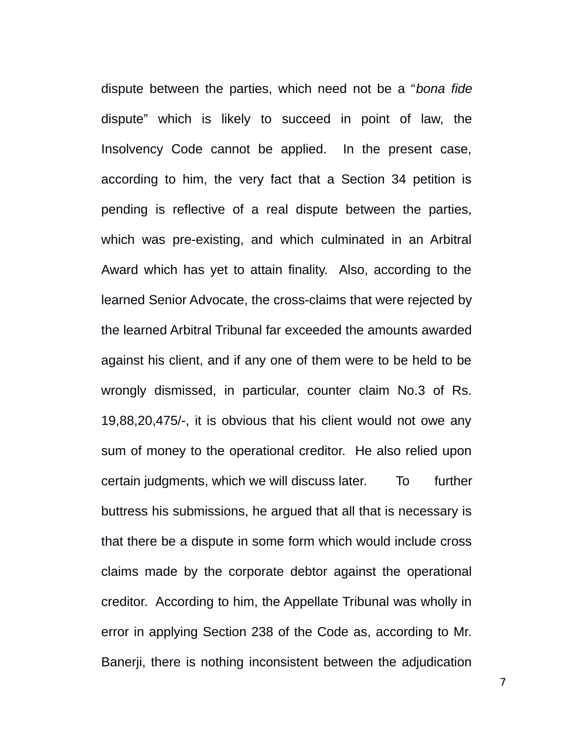dispute between the parties, which need not be a "*bona fide* dispute" which is likely to succeed in point of law, the Insolvency Code cannot be applied. In the present case, according to him, the very fact that a Section 34 petition is pending is reflective of a real dispute between the parties, which was pre-existing, and which culminated in an Arbitral Award which has yet to attain finality. Also, according to the learned Senior Advocate, the cross-claims that were rejected by the learned Arbitral Tribunal far exceeded the amounts awarded against his client, and if any one of them were to be held to be wrongly dismissed, in particular, counter claim No.3 of Rs. 19,88,20,475/-, it is obvious that his client would not owe any sum of money to the operational creditor. He also relied upon certain judgments, which we will discuss later. To further buttress his submissions, he argued that all that is necessary is that there be a dispute in some form which would include cross claims made by the corporate debtor against the operational creditor. According to him, the Appellate Tribunal was wholly in error in applying Section 238 of the Code as, according to Mr. Banerji, there is nothing inconsistent between the adjudication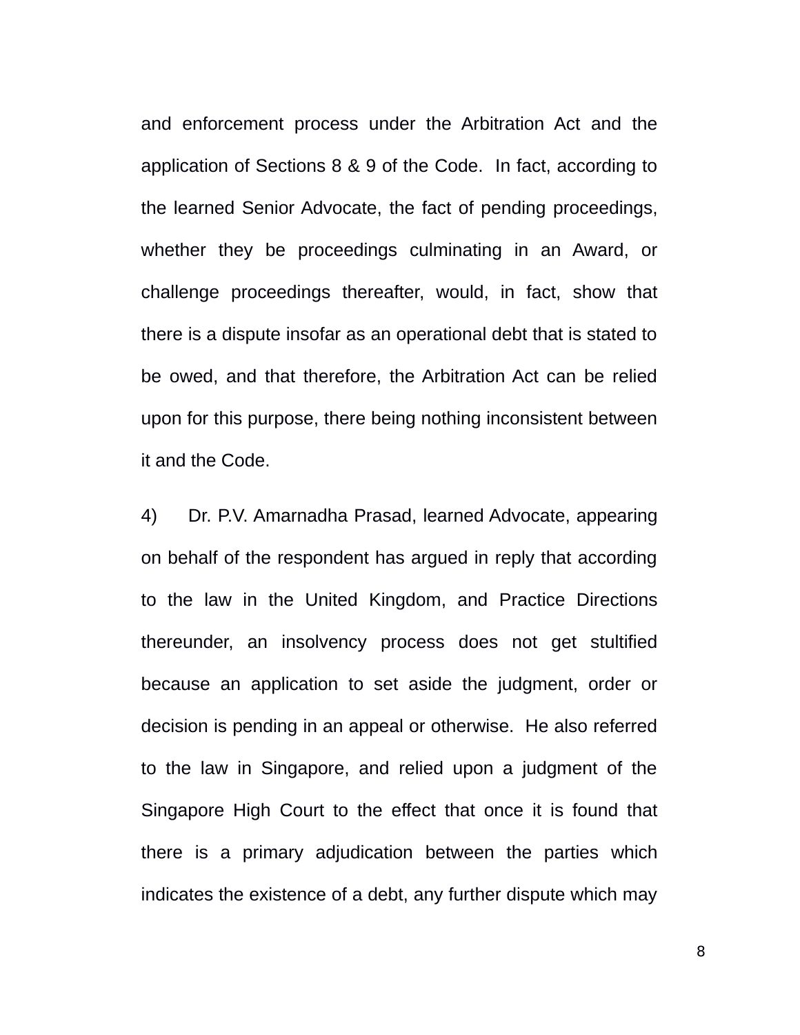and enforcement process under the Arbitration Act and the application of Sections 8 & 9 of the Code. In fact, according to the learned Senior Advocate, the fact of pending proceedings, whether they be proceedings culminating in an Award, or challenge proceedings thereafter, would, in fact, show that there is a dispute insofar as an operational debt that is stated to be owed, and that therefore, the Arbitration Act can be relied upon for this purpose, there being nothing inconsistent between it and the Code.

4) Dr. P.V. Amarnadha Prasad, learned Advocate, appearing on behalf of the respondent has argued in reply that according to the law in the United Kingdom, and Practice Directions thereunder, an insolvency process does not get stultified because an application to set aside the judgment, order or decision is pending in an appeal or otherwise. He also referred to the law in Singapore, and relied upon a judgment of the Singapore High Court to the effect that once it is found that there is a primary adjudication between the parties which indicates the existence of a debt, any further dispute which may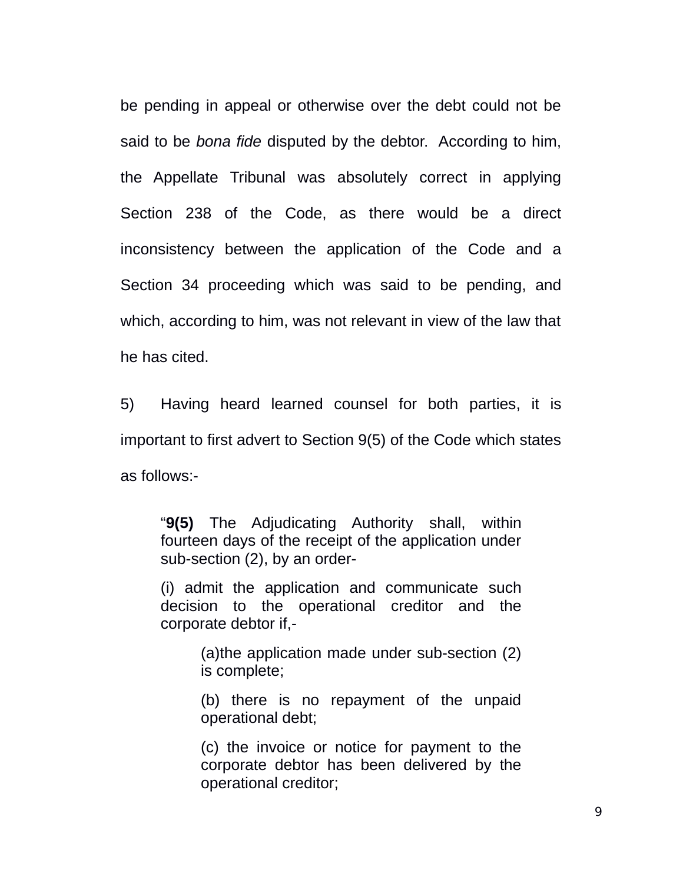be pending in appeal or otherwise over the debt could not be said to be *bona fide* disputed by the debtor. According to him, the Appellate Tribunal was absolutely correct in applying Section 238 of the Code, as there would be a direct inconsistency between the application of the Code and a Section 34 proceeding which was said to be pending, and which, according to him, was not relevant in view of the law that he has cited.

5) Having heard learned counsel for both parties, it is important to first advert to Section 9(5) of the Code which states as follows:-

> "**9(5)** The Adjudicating Authority shall, within fourteen days of the receipt of the application under sub-section (2), by an order-
>
> (i) admit the application and communicate such decision to the operational creditor and the corporate debtor if,-
>
> > (a)the application made under sub-section (2) is complete;
> >
> > (b) there is no repayment of the unpaid operational debt;
> >
> > (c) the invoice or notice for payment to the corporate debtor has been delivered by the operational creditor;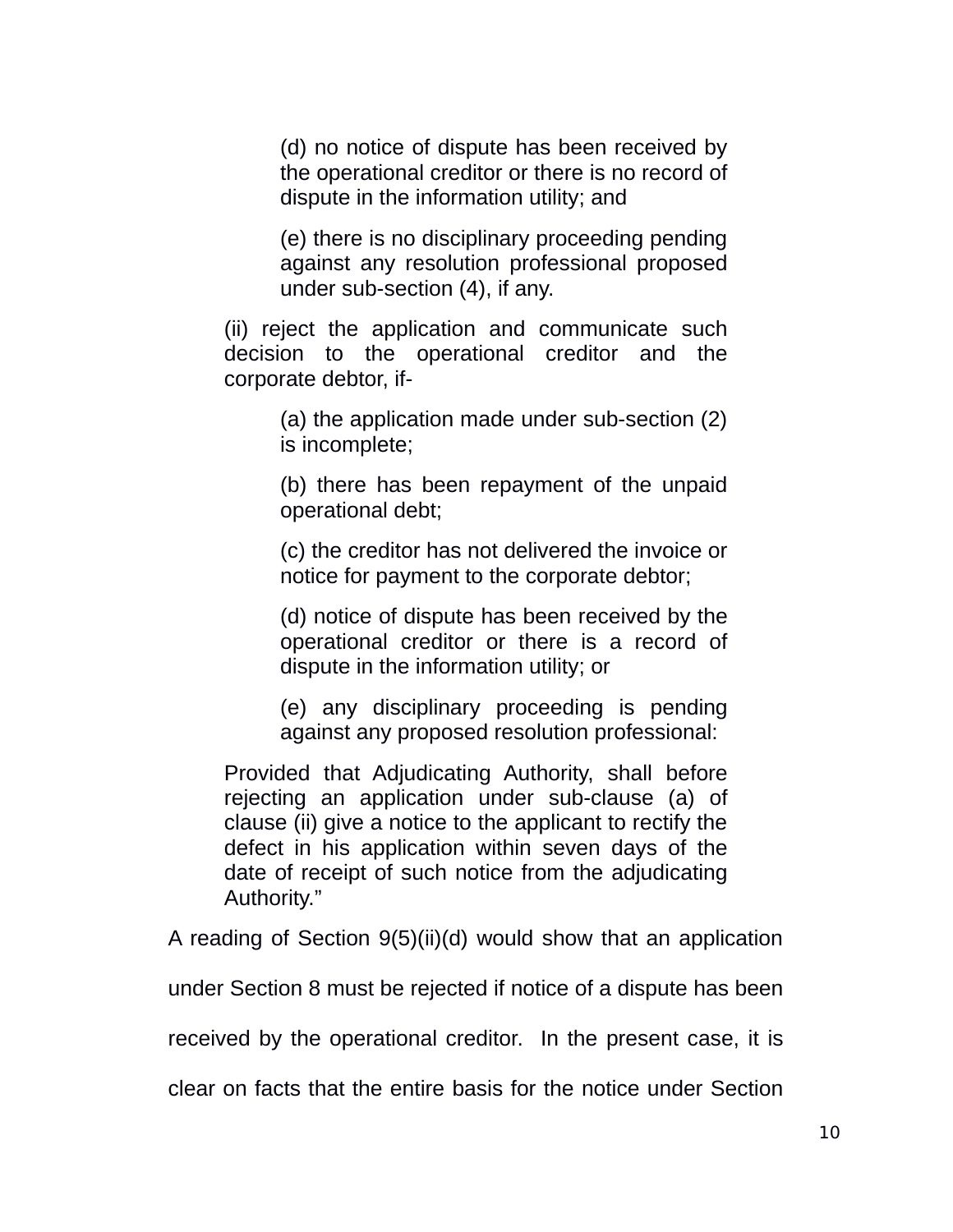> (d) no notice of dispute has been received by the operational creditor or there is no record of dispute in the information utility; and
>
> (e) there is no disciplinary proceeding pending against any resolution professional proposed under sub-section (4), if any.
>
> (ii) reject the application and communicate such decision to the operational creditor and the corporate debtor, if-
>
> (a) the application made under sub-section (2) is incomplete;
>
> (b) there has been repayment of the unpaid operational debt;
>
> (c) the creditor has not delivered the invoice or notice for payment to the corporate debtor;
>
> (d) notice of dispute has been received by the operational creditor or there is a record of dispute in the information utility; or
>
> (e) any disciplinary proceeding is pending against any proposed resolution professional:
>
> Provided that Adjudicating Authority, shall before rejecting an application under sub-clause (a) of clause (ii) give a notice to the applicant to rectify the defect in his application within seven days of the date of receipt of such notice from the adjudicating Authority."

A reading of Section 9(5)(ii)(d) would show that an application under Section 8 must be rejected if notice of a dispute has been received by the operational creditor. In the present case, it is clear on facts that the entire basis for the notice under Section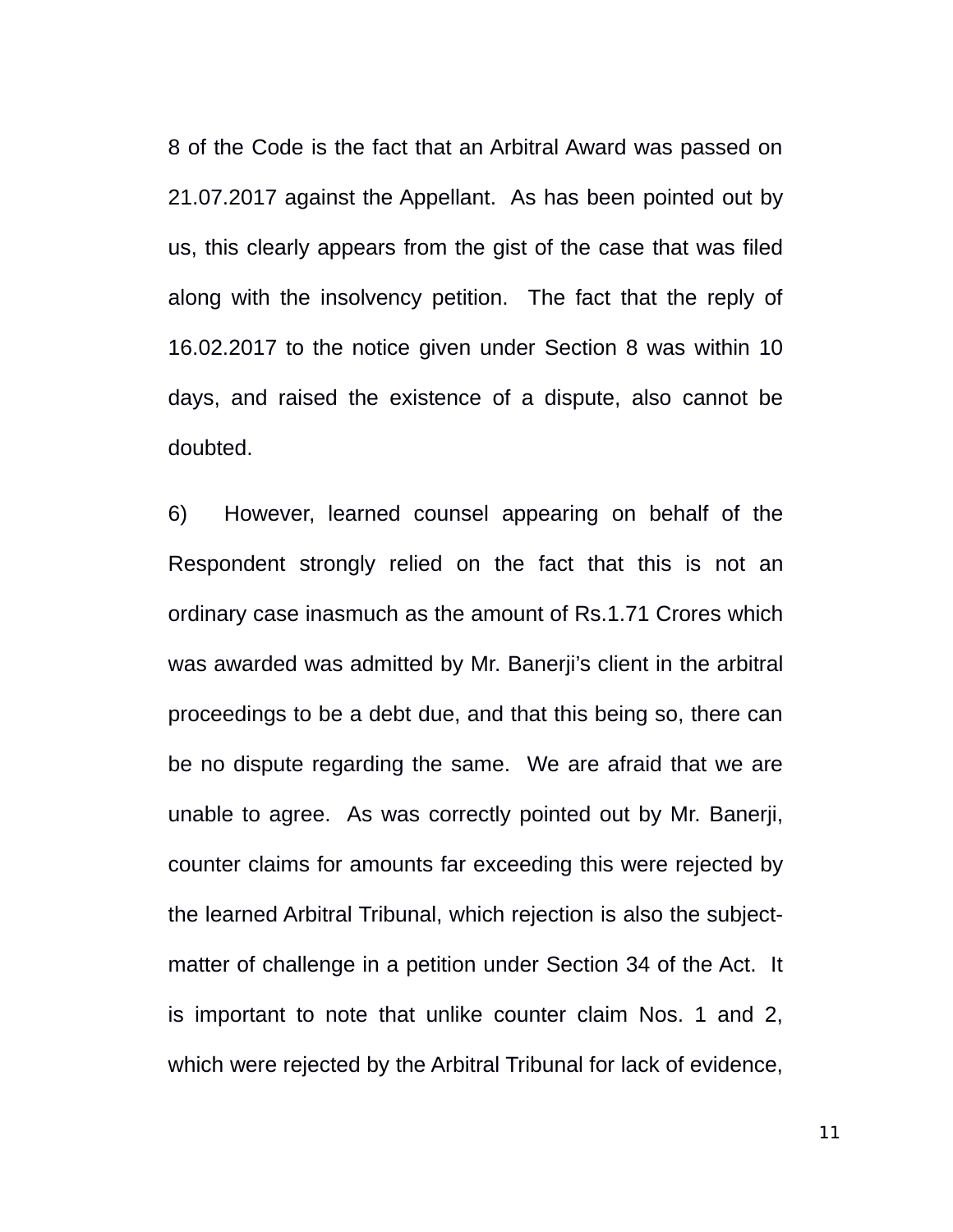8 of the Code is the fact that an Arbitral Award was passed on 21.07.2017 against the Appellant. As has been pointed out by us, this clearly appears from the gist of the case that was filed along with the insolvency petition. The fact that the reply of 16.02.2017 to the notice given under Section 8 was within 10 days, and raised the existence of a dispute, also cannot be doubted.

6) However, learned counsel appearing on behalf of the Respondent strongly relied on the fact that this is not an ordinary case inasmuch as the amount of Rs.1.71 Crores which was awarded was admitted by Mr. Banerji's client in the arbitral proceedings to be a debt due, and that this being so, there can be no dispute regarding the same. We are afraid that we are unable to agree. As was correctly pointed out by Mr. Banerji, counter claims for amounts far exceeding this were rejected by the learned Arbitral Tribunal, which rejection is also the subject-matter of challenge in a petition under Section 34 of the Act. It is important to note that unlike counter claim Nos. 1 and 2, which were rejected by the Arbitral Tribunal for lack of evidence,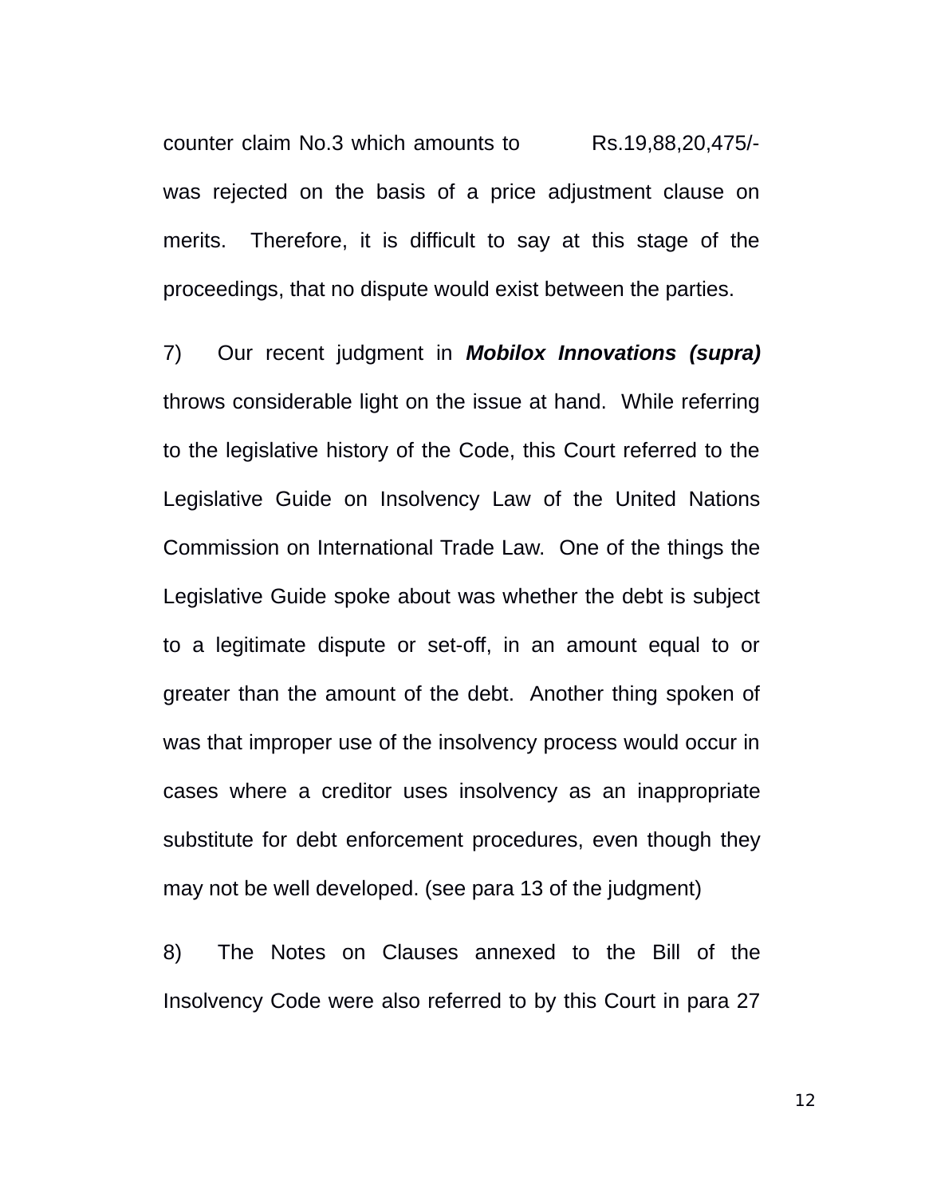counter claim No.3 which amounts to Rs.19,88,20,475/- was rejected on the basis of a price adjustment clause on merits. Therefore, it is difficult to say at this stage of the proceedings, that no dispute would exist between the parties.

7) Our recent judgment in ***Mobilox Innovations (supra)*** throws considerable light on the issue at hand. While referring to the legislative history of the Code, this Court referred to the Legislative Guide on Insolvency Law of the United Nations Commission on International Trade Law. One of the things the Legislative Guide spoke about was whether the debt is subject to a legitimate dispute or set-off, in an amount equal to or greater than the amount of the debt. Another thing spoken of was that improper use of the insolvency process would occur in cases where a creditor uses insolvency as an inappropriate substitute for debt enforcement procedures, even though they may not be well developed. (see para 13 of the judgment)

8) The Notes on Clauses annexed to the Bill of the Insolvency Code were also referred to by this Court in para 27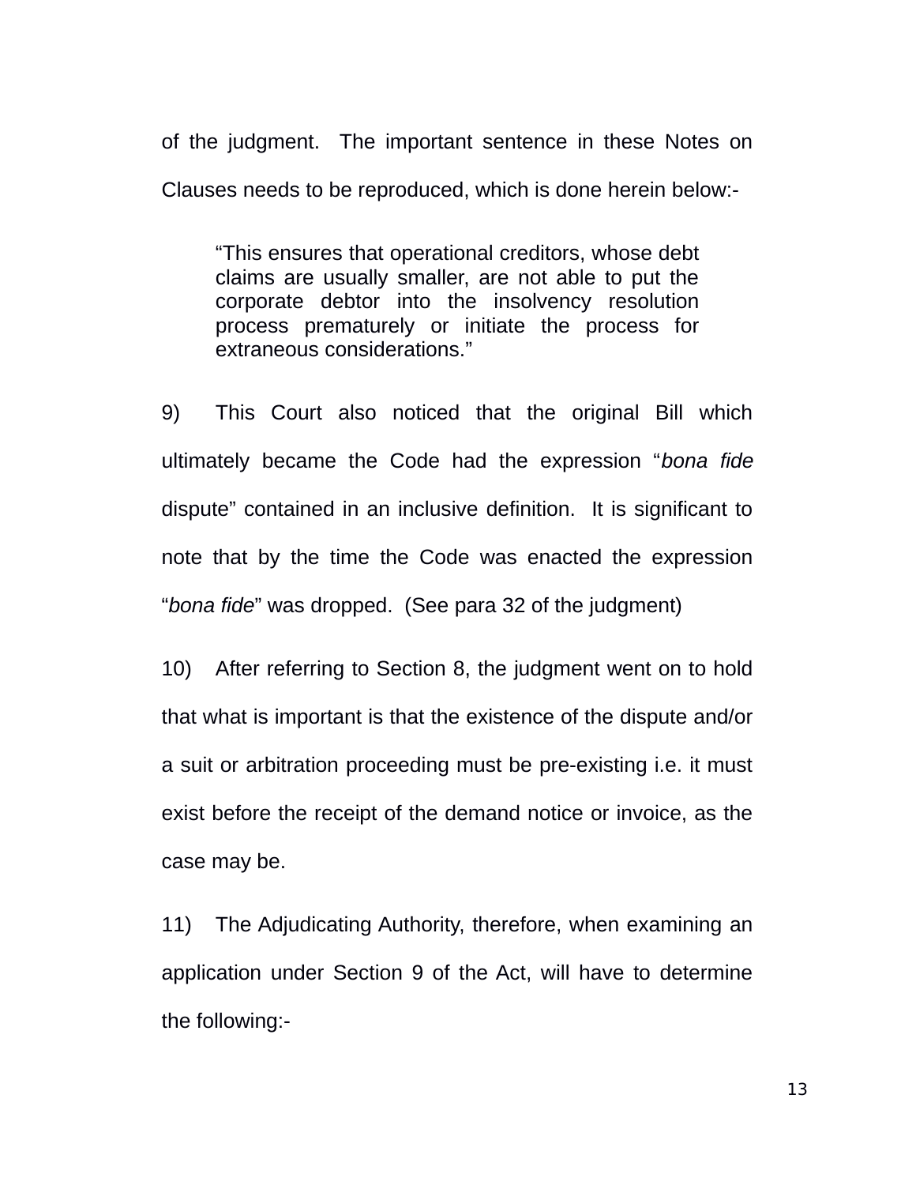of the judgment. The important sentence in these Notes on Clauses needs to be reproduced, which is done herein below:-

> "This ensures that operational creditors, whose debt claims are usually smaller, are not able to put the corporate debtor into the insolvency resolution process prematurely or initiate the process for extraneous considerations."

9) This Court also noticed that the original Bill which ultimately became the Code had the expression "*bona fide* dispute" contained in an inclusive definition. It is significant to note that by the time the Code was enacted the expression "*bona fide*" was dropped. (See para 32 of the judgment)

10) After referring to Section 8, the judgment went on to hold that what is important is that the existence of the dispute and/or a suit or arbitration proceeding must be pre-existing i.e. it must exist before the receipt of the demand notice or invoice, as the case may be.

11) The Adjudicating Authority, therefore, when examining an application under Section 9 of the Act, will have to determine the following:-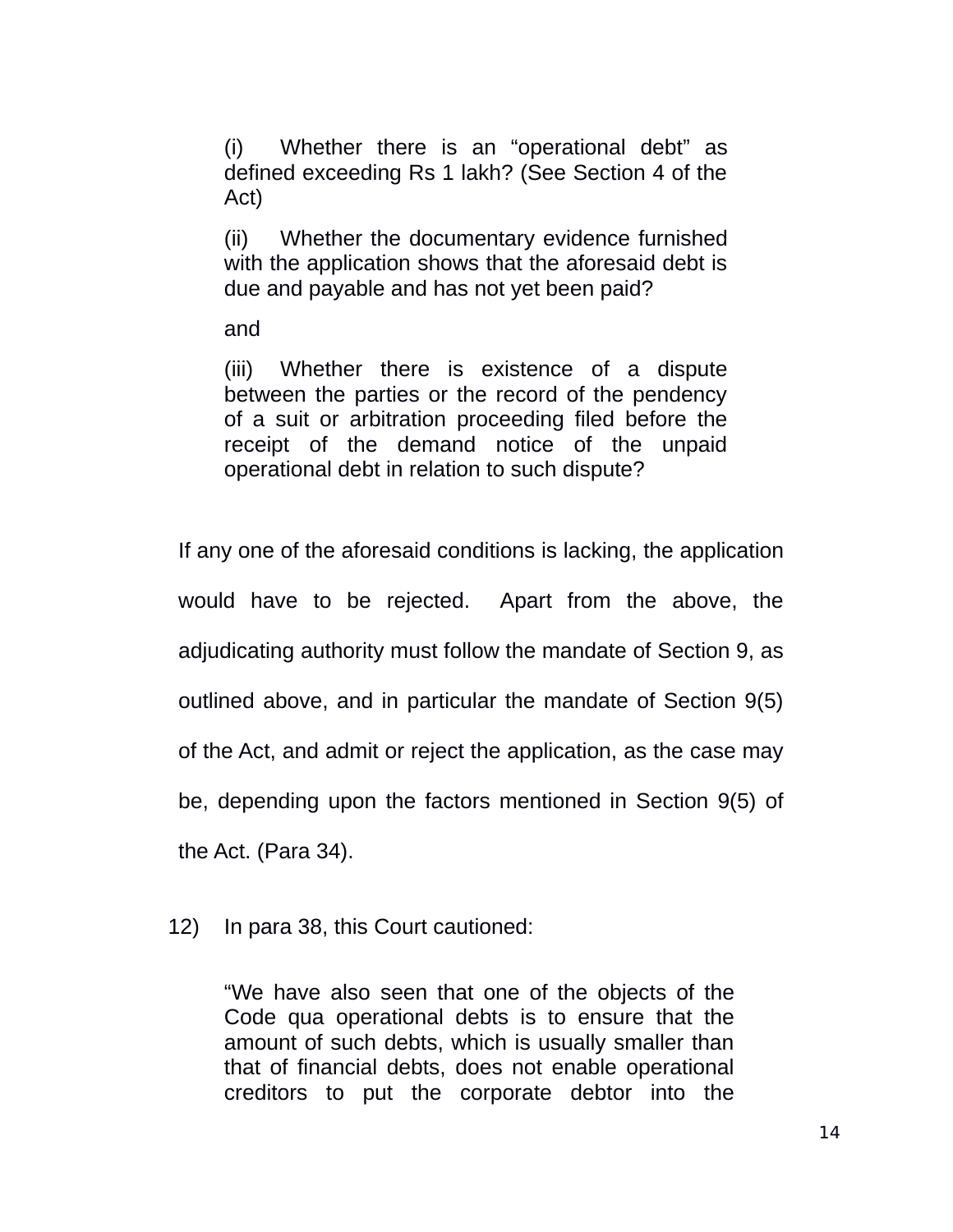> (i) Whether there is an "operational debt" as defined exceeding Rs 1 lakh? (See Section 4 of the Act)
>
> (ii) Whether the documentary evidence furnished with the application shows that the aforesaid debt is due and payable and has not yet been paid?
>
> and
>
> (iii) Whether there is existence of a dispute between the parties or the record of the pendency of a suit or arbitration proceeding filed before the receipt of the demand notice of the unpaid operational debt in relation to such dispute?

If any one of the aforesaid conditions is lacking, the application would have to be rejected. Apart from the above, the adjudicating authority must follow the mandate of Section 9, as outlined above, and in particular the mandate of Section 9(5) of the Act, and admit or reject the application, as the case may be, depending upon the factors mentioned in Section 9(5) of the Act. (Para 34).

12) In para 38, this Court cautioned:

> "We have also seen that one of the objects of the Code qua operational debts is to ensure that the amount of such debts, which is usually smaller than that of financial debts, does not enable operational creditors to put the corporate debtor into the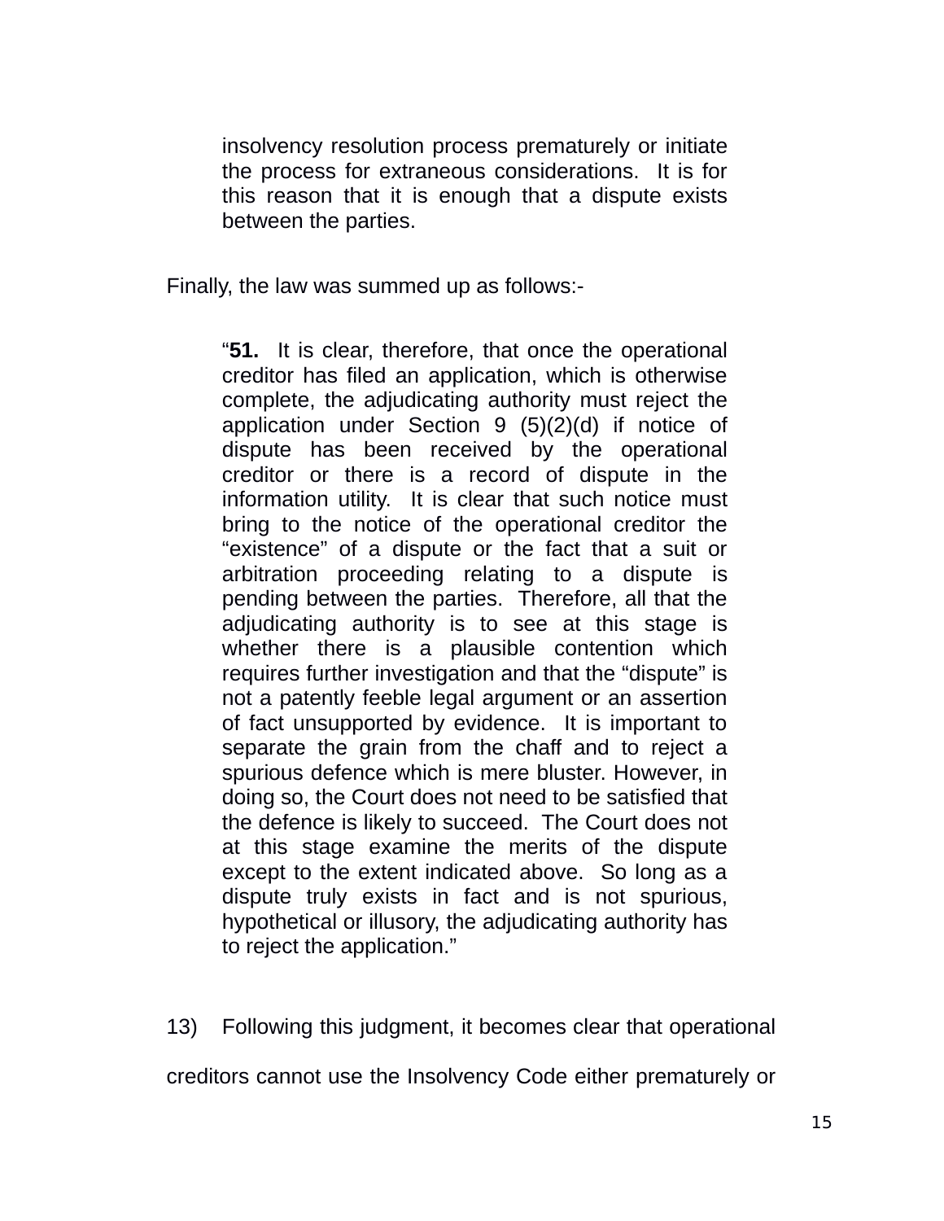> insolvency resolution process prematurely or initiate the process for extraneous considerations. It is for this reason that it is enough that a dispute exists between the parties.

Finally, the law was summed up as follows:-

> "**51.** It is clear, therefore, that once the operational creditor has filed an application, which is otherwise complete, the adjudicating authority must reject the application under Section 9 (5)(2)(d) if notice of dispute has been received by the operational creditor or there is a record of dispute in the information utility. It is clear that such notice must bring to the notice of the operational creditor the "existence" of a dispute or the fact that a suit or arbitration proceeding relating to a dispute is pending between the parties. Therefore, all that the adjudicating authority is to see at this stage is whether there is a plausible contention which requires further investigation and that the "dispute" is not a patently feeble legal argument or an assertion of fact unsupported by evidence. It is important to separate the grain from the chaff and to reject a spurious defence which is mere bluster. However, in doing so, the Court does not need to be satisfied that the defence is likely to succeed. The Court does not at this stage examine the merits of the dispute except to the extent indicated above. So long as a dispute truly exists in fact and is not spurious, hypothetical or illusory, the adjudicating authority has to reject the application."

13) Following this judgment, it becomes clear that operational creditors cannot use the Insolvency Code either prematurely or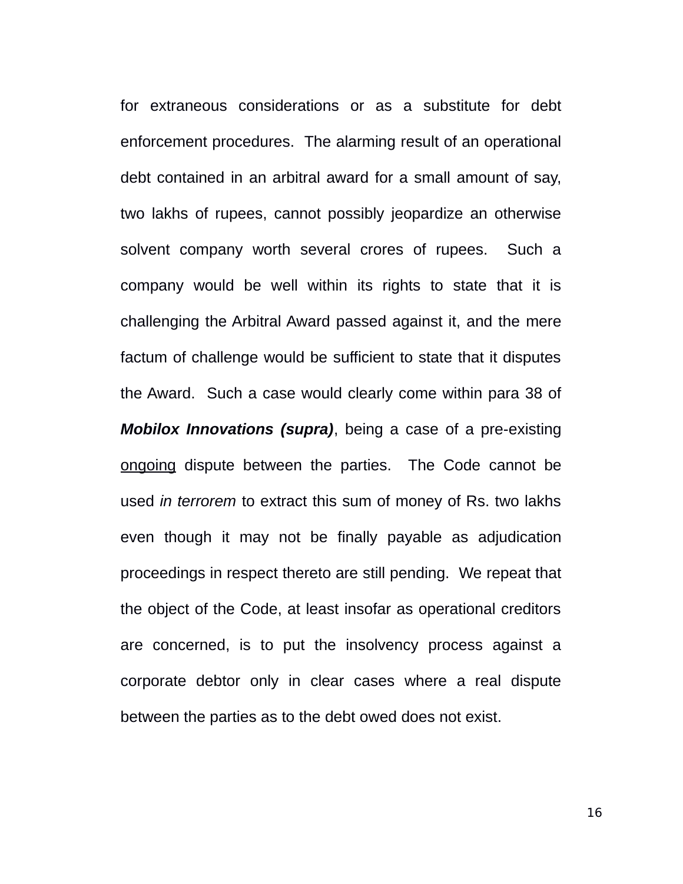for extraneous considerations or as a substitute for debt enforcement procedures. The alarming result of an operational debt contained in an arbitral award for a small amount of say, two lakhs of rupees, cannot possibly jeopardize an otherwise solvent company worth several crores of rupees. Such a company would be well within its rights to state that it is challenging the Arbitral Award passed against it, and the mere factum of challenge would be sufficient to state that it disputes the Award. Such a case would clearly come within para 38 of ***Mobilox Innovations (supra)***, being a case of a pre-existing <u>ongoing</u> dispute between the parties. The Code cannot be used *in terrorem* to extract this sum of money of Rs. two lakhs even though it may not be finally payable as adjudication proceedings in respect thereto are still pending. We repeat that the object of the Code, at least insofar as operational creditors are concerned, is to put the insolvency process against a corporate debtor only in clear cases where a real dispute between the parties as to the debt owed does not exist.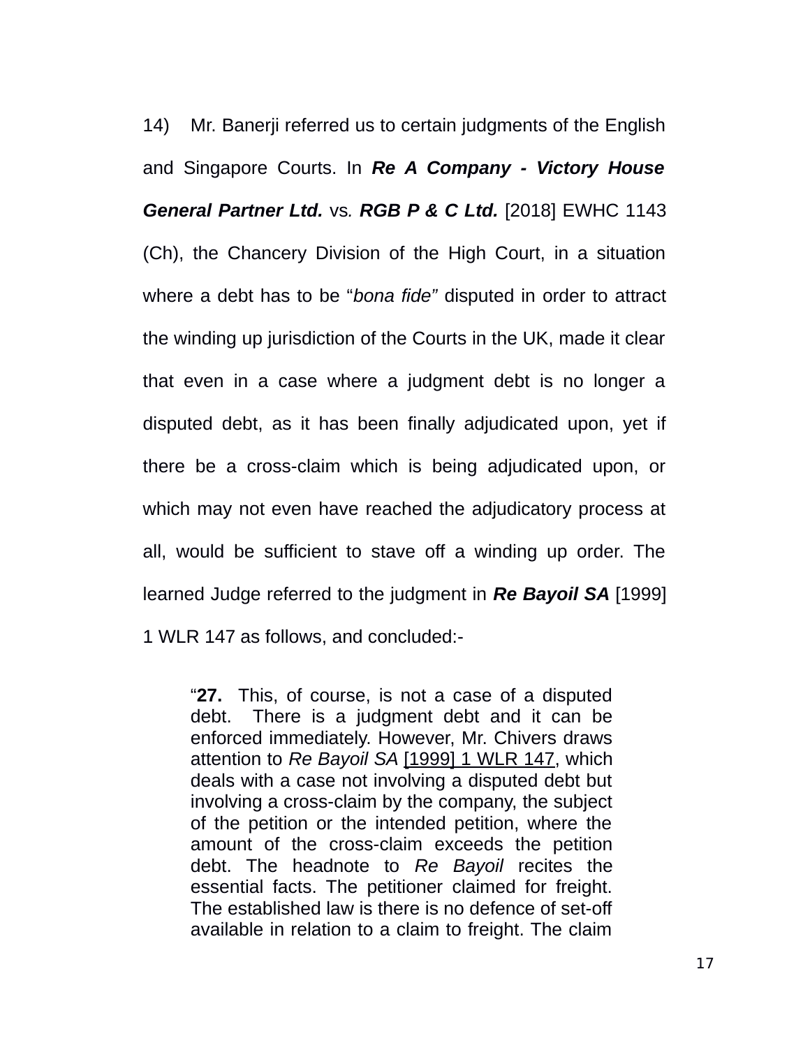14) Mr. Banerji referred us to certain judgments of the English and Singapore Courts. In ***Re A Company - Victory House General Partner Ltd.*** *vs.* ***RGB P & C Ltd.*** [2018] EWHC 1143 (Ch), the Chancery Division of the High Court, in a situation where a debt has to be "*bona fide"* disputed in order to attract the winding up jurisdiction of the Courts in the UK, made it clear that even in a case where a judgment debt is no longer a disputed debt, as it has been finally adjudicated upon, yet if there be a cross-claim which is being adjudicated upon, or which may not even have reached the adjudicatory process at all, would be sufficient to stave off a winding up order. The learned Judge referred to the judgment in ***Re Bayoil SA*** [1999] 1 WLR 147 as follows, and concluded:-

> "**27.** This, of course, is not a case of a disputed debt. There is a judgment debt and it can be enforced immediately. However, Mr. Chivers draws attention to *Re Bayoil SA* [1999] 1 WLR 147, which deals with a case not involving a disputed debt but involving a cross-claim by the company, the subject of the petition or the intended petition, where the amount of the cross-claim exceeds the petition debt. The headnote to *Re Bayoil* recites the essential facts. The petitioner claimed for freight. The established law is there is no defence of set-off available in relation to a claim to freight. The claim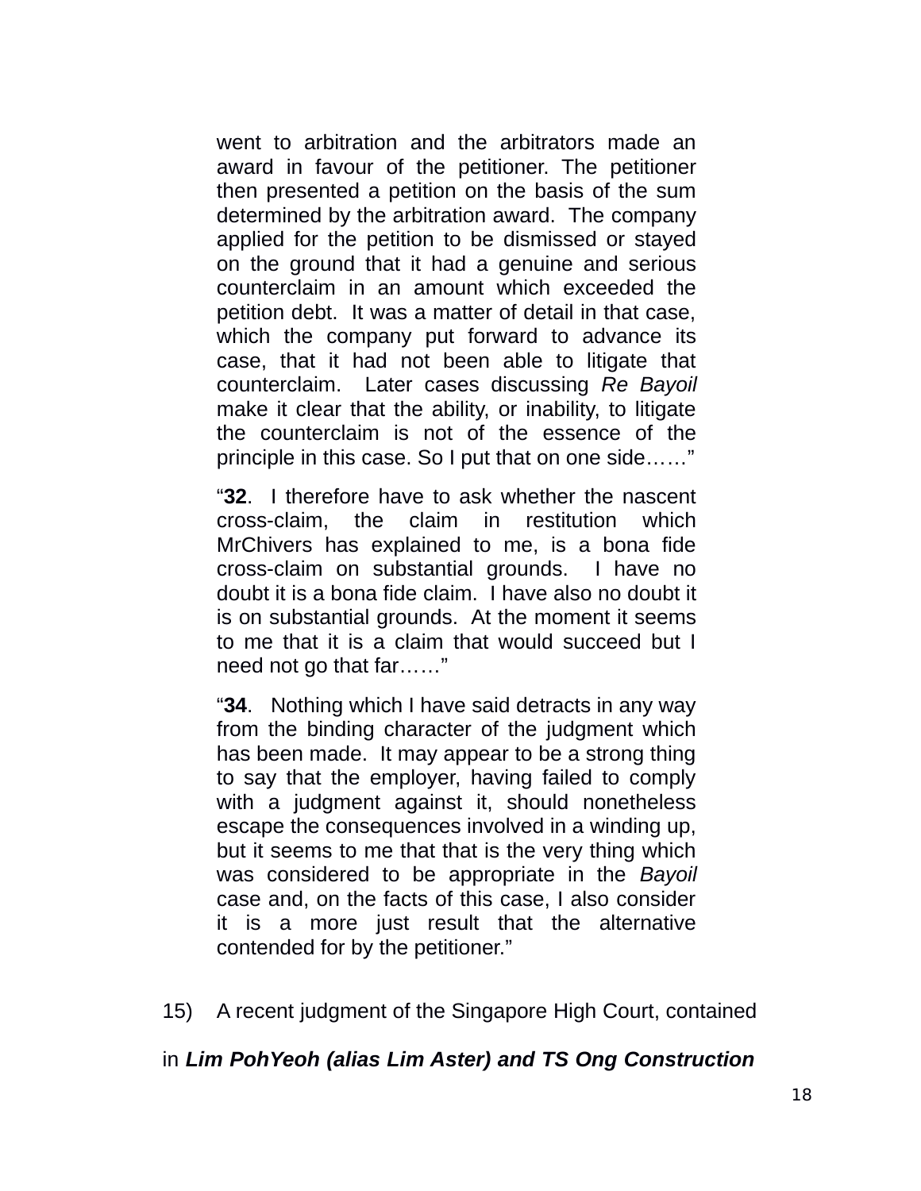> went to arbitration and the arbitrators made an award in favour of the petitioner. The petitioner then presented a petition on the basis of the sum determined by the arbitration award. The company applied for the petition to be dismissed or stayed on the ground that it had a genuine and serious counterclaim in an amount which exceeded the petition debt. It was a matter of detail in that case, which the company put forward to advance its case, that it had not been able to litigate that counterclaim. Later cases discussing *Re Bayoil* make it clear that the ability, or inability, to litigate the counterclaim is not of the essence of the principle in this case. So I put that on one side……"
>
> "**32**. I therefore have to ask whether the nascent cross-claim, the claim in restitution which MrChivers has explained to me, is a bona fide cross-claim on substantial grounds. I have no doubt it is a bona fide claim. I have also no doubt it is on substantial grounds. At the moment it seems to me that it is a claim that would succeed but I need not go that far……"
>
> "**34**. Nothing which I have said detracts in any way from the binding character of the judgment which has been made. It may appear to be a strong thing to say that the employer, having failed to comply with a judgment against it, should nonetheless escape the consequences involved in a winding up, but it seems to me that that is the very thing which was considered to be appropriate in the *Bayoil* case and, on the facts of this case, I also consider it is a more just result that the alternative contended for by the petitioner."

15) A recent judgment of the Singapore High Court, contained in ***Lim PohYeoh (alias Lim Aster) and TS Ong Construction***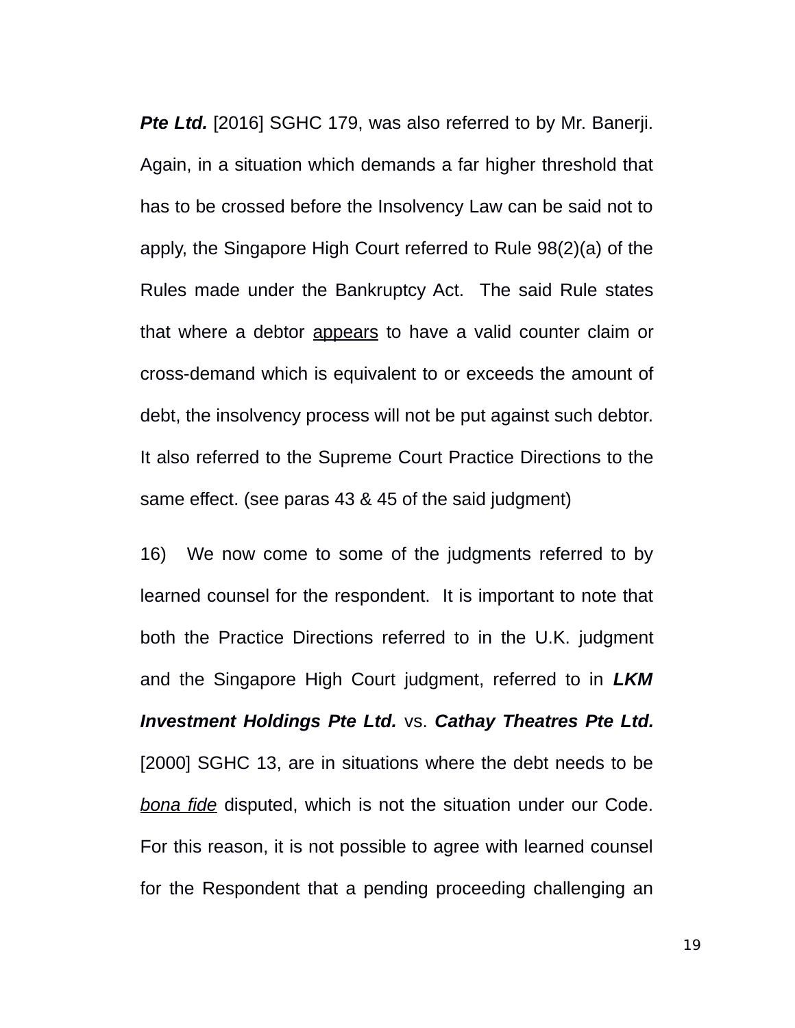***Pte Ltd.*** [2016] SGHC 179, was also referred to by Mr. Banerji. Again, in a situation which demands a far higher threshold that has to be crossed before the Insolvency Law can be said not to apply, the Singapore High Court referred to Rule 98(2)(a) of the Rules made under the Bankruptcy Act. The said Rule states that where a debtor <u>appears</u> to have a valid counter claim or cross-demand which is equivalent to or exceeds the amount of debt, the insolvency process will not be put against such debtor. It also referred to the Supreme Court Practice Directions to the same effect. (see paras 43 & 45 of the said judgment)

16) We now come to some of the judgments referred to by learned counsel for the respondent. It is important to note that both the Practice Directions referred to in the U.K. judgment and the Singapore High Court judgment, referred to in ***LKM Investment Holdings Pte Ltd.*** vs. ***Cathay Theatres Pte Ltd.*** [2000] SGHC 13, are in situations where the debt needs to be <u>*bona fide*</u> disputed, which is not the situation under our Code. For this reason, it is not possible to agree with learned counsel for the Respondent that a pending proceeding challenging an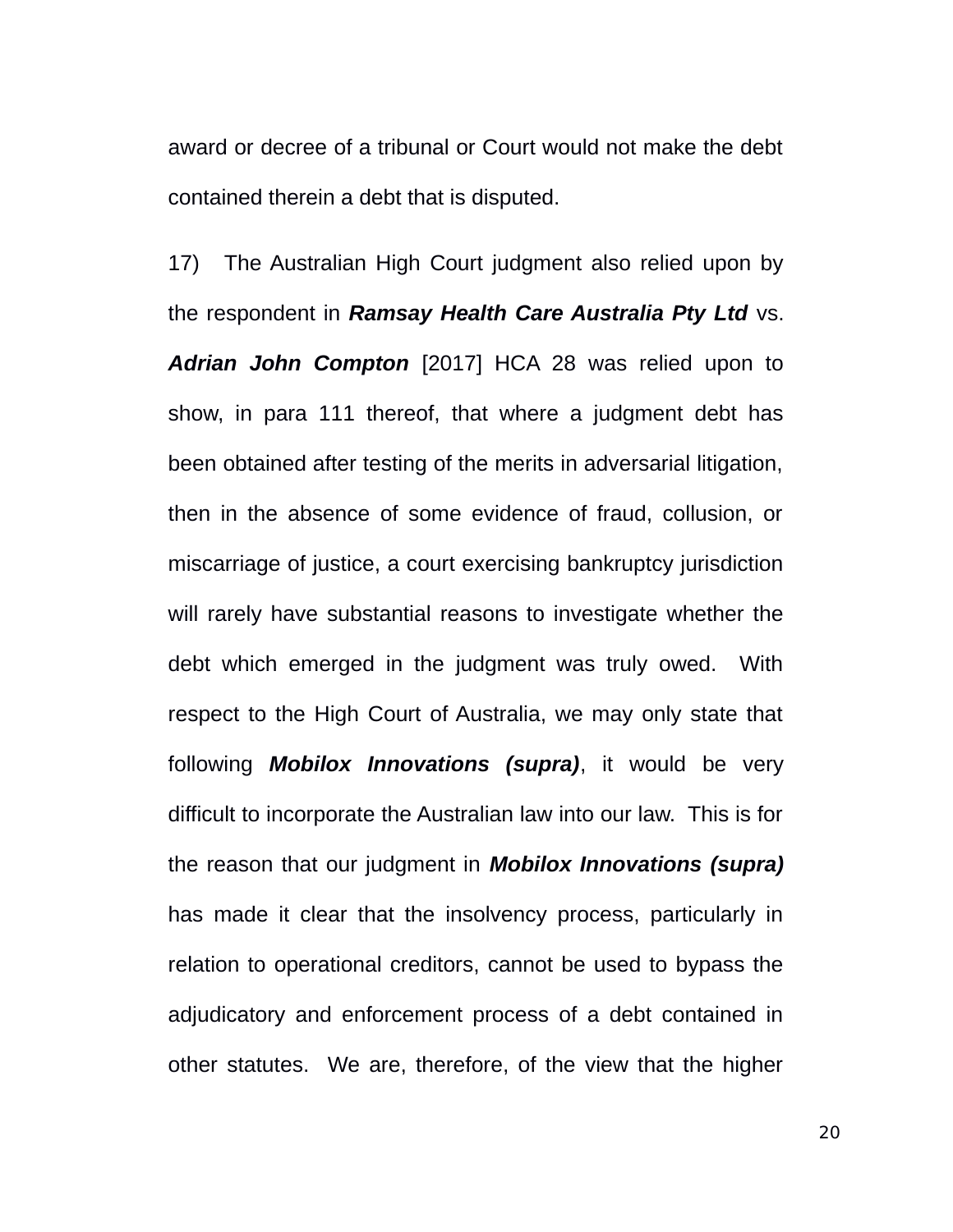award or decree of a tribunal or Court would not make the debt contained therein a debt that is disputed.

17) The Australian High Court judgment also relied upon by the respondent in ***Ramsay Health Care Australia Pty Ltd*** vs. ***Adrian John Compton*** [2017] HCA 28 was relied upon to show, in para 111 thereof, that where a judgment debt has been obtained after testing of the merits in adversarial litigation, then in the absence of some evidence of fraud, collusion, or miscarriage of justice, a court exercising bankruptcy jurisdiction will rarely have substantial reasons to investigate whether the debt which emerged in the judgment was truly owed. With respect to the High Court of Australia, we may only state that following ***Mobilox Innovations (supra)***, it would be very difficult to incorporate the Australian law into our law. This is for the reason that our judgment in ***Mobilox Innovations (supra)*** has made it clear that the insolvency process, particularly in relation to operational creditors, cannot be used to bypass the adjudicatory and enforcement process of a debt contained in other statutes. We are, therefore, of the view that the higher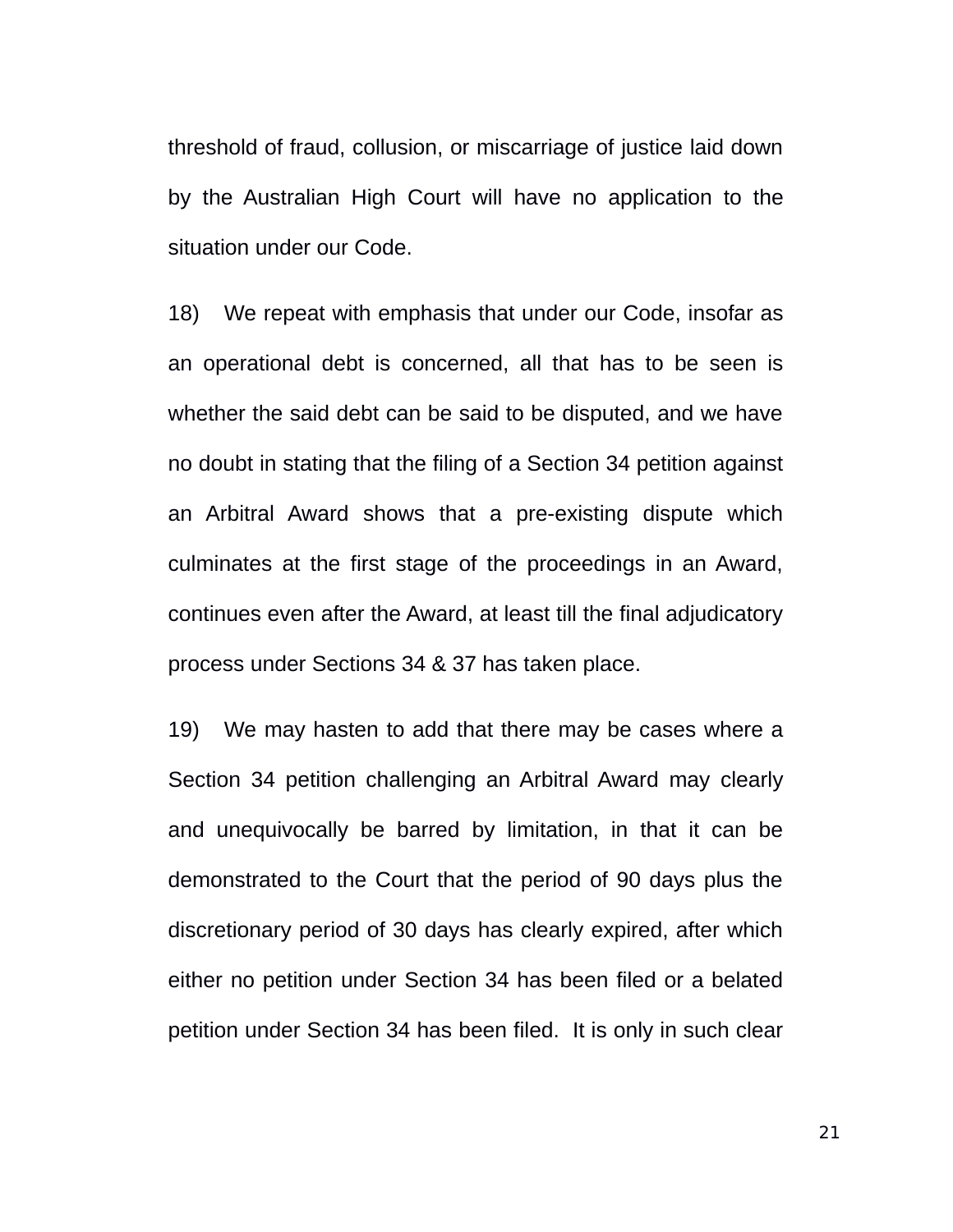threshold of fraud, collusion, or miscarriage of justice laid down by the Australian High Court will have no application to the situation under our Code.

18) We repeat with emphasis that under our Code, insofar as an operational debt is concerned, all that has to be seen is whether the said debt can be said to be disputed, and we have no doubt in stating that the filing of a Section 34 petition against an Arbitral Award shows that a pre-existing dispute which culminates at the first stage of the proceedings in an Award, continues even after the Award, at least till the final adjudicatory process under Sections 34 & 37 has taken place.

19) We may hasten to add that there may be cases where a Section 34 petition challenging an Arbitral Award may clearly and unequivocally be barred by limitation, in that it can be demonstrated to the Court that the period of 90 days plus the discretionary period of 30 days has clearly expired, after which either no petition under Section 34 has been filed or a belated petition under Section 34 has been filed. It is only in such clear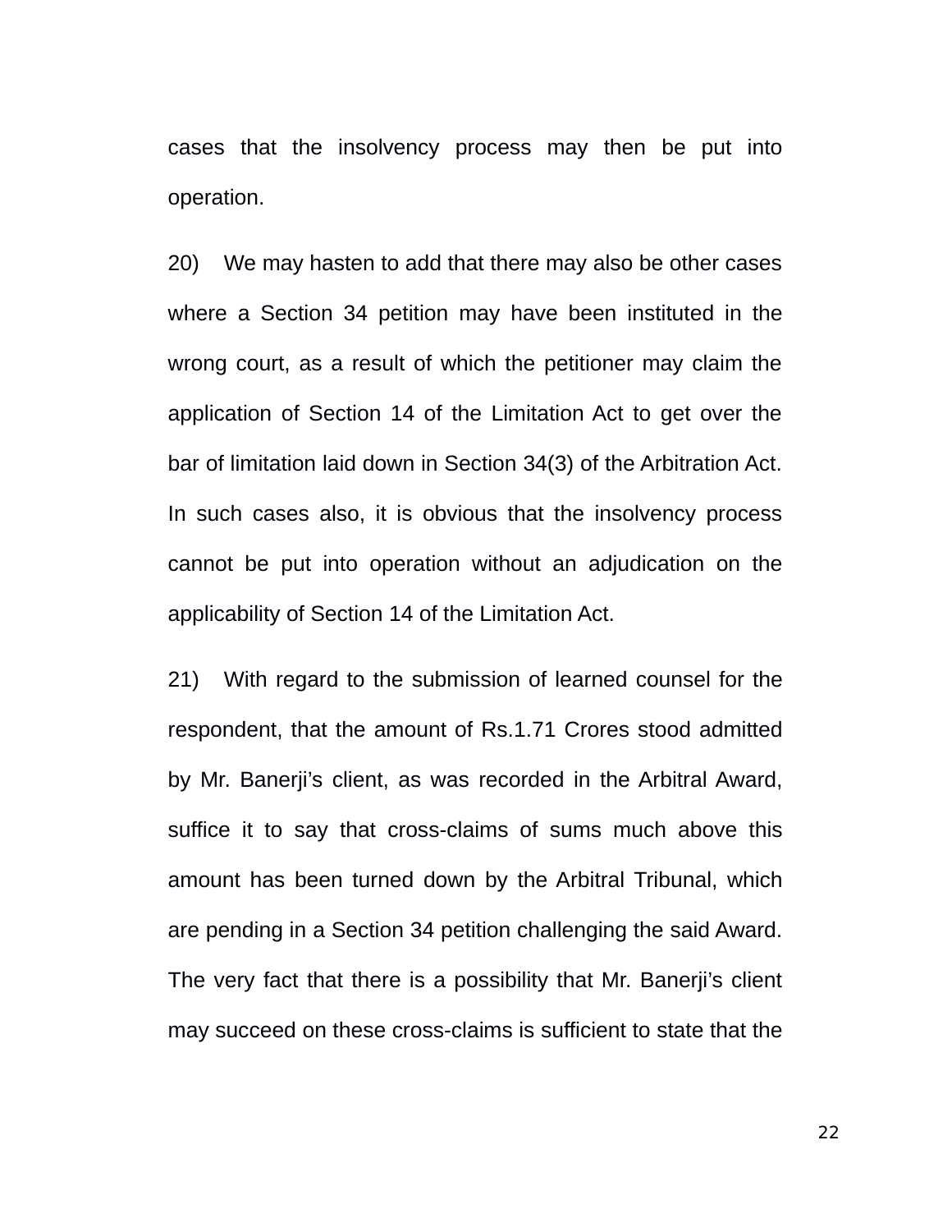cases that the insolvency process may then be put into operation.

20) We may hasten to add that there may also be other cases where a Section 34 petition may have been instituted in the wrong court, as a result of which the petitioner may claim the application of Section 14 of the Limitation Act to get over the bar of limitation laid down in Section 34(3) of the Arbitration Act. In such cases also, it is obvious that the insolvency process cannot be put into operation without an adjudication on the applicability of Section 14 of the Limitation Act.

21) With regard to the submission of learned counsel for the respondent, that the amount of Rs.1.71 Crores stood admitted by Mr. Banerji's client, as was recorded in the Arbitral Award, suffice it to say that cross-claims of sums much above this amount has been turned down by the Arbitral Tribunal, which are pending in a Section 34 petition challenging the said Award. The very fact that there is a possibility that Mr. Banerji's client may succeed on these cross-claims is sufficient to state that the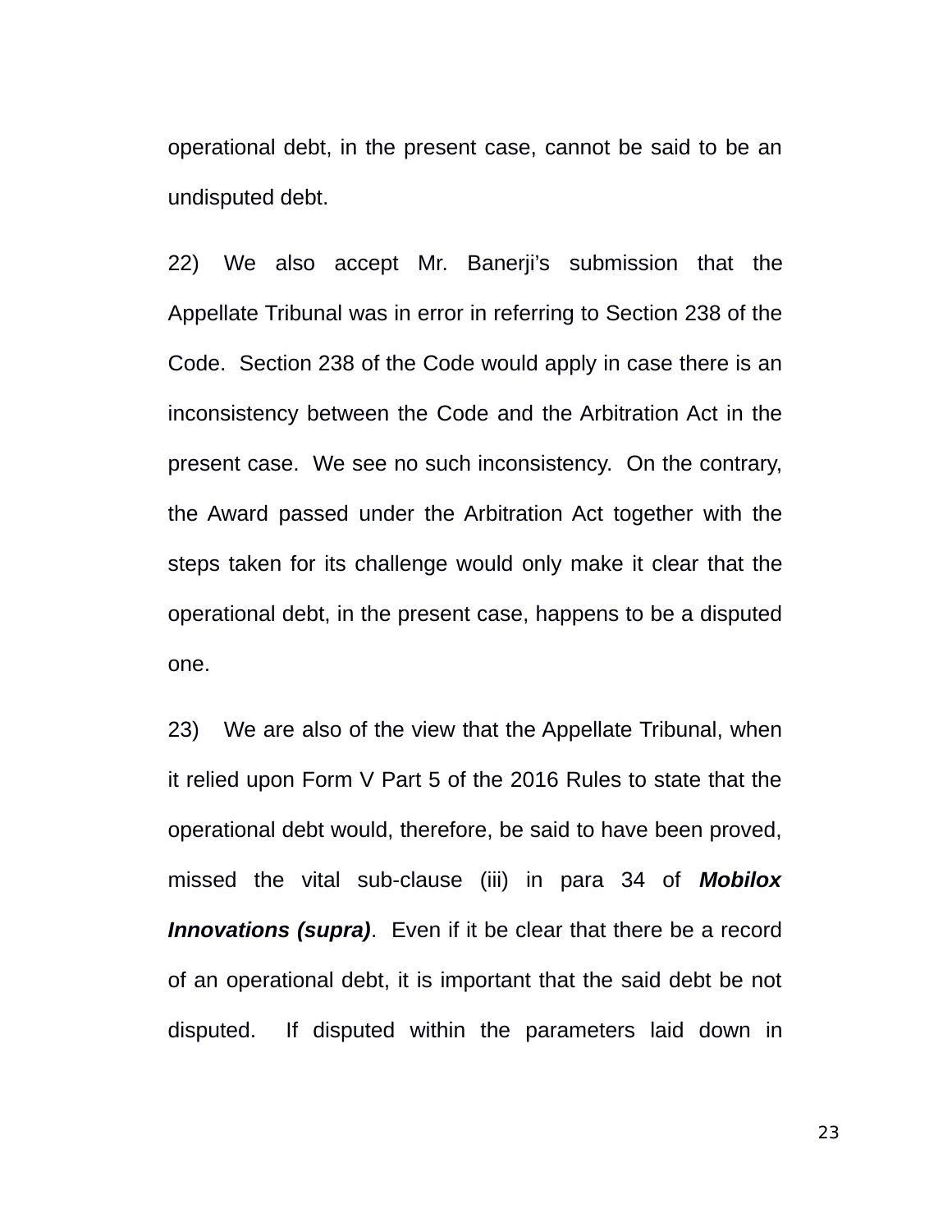operational debt, in the present case, cannot be said to be an undisputed debt.

22) We also accept Mr. Banerji's submission that the Appellate Tribunal was in error in referring to Section 238 of the Code. Section 238 of the Code would apply in case there is an inconsistency between the Code and the Arbitration Act in the present case. We see no such inconsistency. On the contrary, the Award passed under the Arbitration Act together with the steps taken for its challenge would only make it clear that the operational debt, in the present case, happens to be a disputed one.

23) We are also of the view that the Appellate Tribunal, when it relied upon Form V Part 5 of the 2016 Rules to state that the operational debt would, therefore, be said to have been proved, missed the vital sub-clause (iii) in para 34 of ***Mobilox Innovations (supra)***. Even if it be clear that there be a record of an operational debt, it is important that the said debt be not disputed. If disputed within the parameters laid down in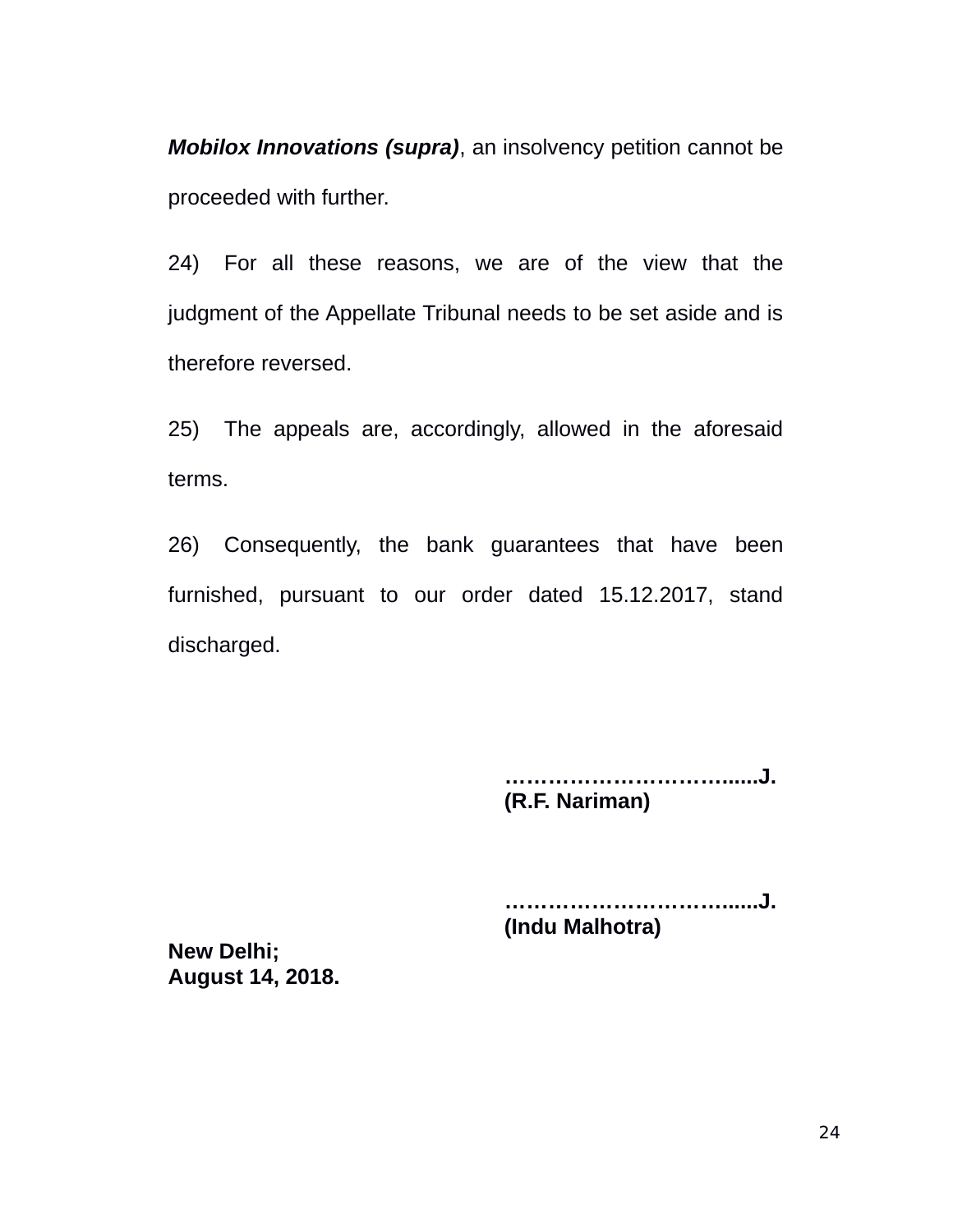***Mobilox Innovations (supra)***, an insolvency petition cannot be proceeded with further.

24) For all these reasons, we are of the view that the judgment of the Appellate Tribunal needs to be set aside and is therefore reversed.

25) The appeals are, accordingly, allowed in the aforesaid terms.

26) Consequently, the bank guarantees that have been furnished, pursuant to our order dated 15.12.2017, stand discharged.

**……………………………......J.**
**(R.F. Nariman)**

**……………………………......J.**
**(Indu Malhotra)**

**New Delhi;**
**August 14, 2018.**